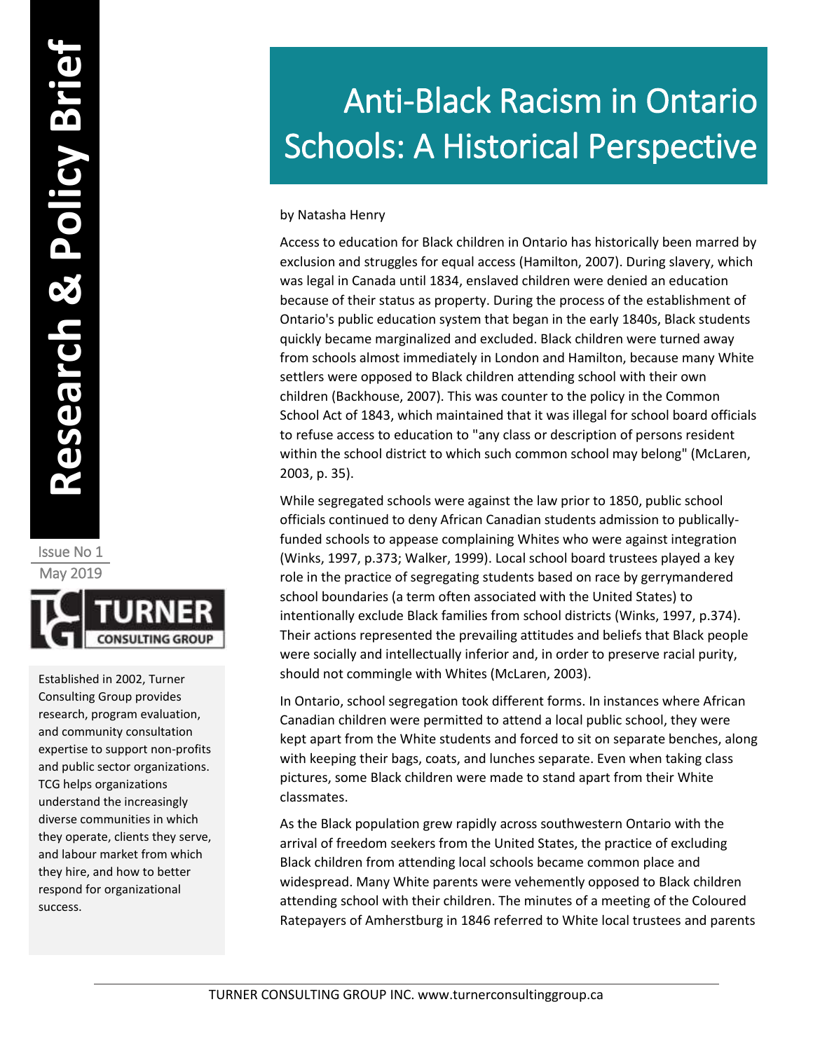# Anti-Black Racism in Ontario Schools: A Historical Perspective

**Research & Policy Brief**

Issue No 1
May 2019

Established in 2002, Turner Consulting Group provides research, program evaluation, and community consultation expertise to support non-profits and public sector organizations. TCG helps organizations understand the increasingly diverse communities in which they operate, clients they serve, and labour market from which they hire, and how to better respond for organizational success.

by Natasha Henry

Access to education for Black children in Ontario has historically been marred by exclusion and struggles for equal access (Hamilton, 2007). During slavery, which was legal in Canada until 1834, enslaved children were denied an education because of their status as property. During the process of the establishment of Ontario's public education system that began in the early 1840s, Black students quickly became marginalized and excluded. Black children were turned away from schools almost immediately in London and Hamilton, because many White settlers were opposed to Black children attending school with their own children (Backhouse, 2007). This was counter to the policy in the Common School Act of 1843, which maintained that it was illegal for school board officials to refuse access to education to "any class or description of persons resident within the school district to which such common school may belong" (McLaren, 2003, p. 35).

While segregated schools were against the law prior to 1850, public school officials continued to deny African Canadian students admission to publically-funded schools to appease complaining Whites who were against integration (Winks, 1997, p.373; Walker, 1999). Local school board trustees played a key role in the practice of segregating students based on race by gerrymandered school boundaries (a term often associated with the United States) to intentionally exclude Black families from school districts (Winks, 1997, p.374). Their actions represented the prevailing attitudes and beliefs that Black people were socially and intellectually inferior and, in order to preserve racial purity, should not commingle with Whites (McLaren, 2003).

In Ontario, school segregation took different forms. In instances where African Canadian children were permitted to attend a local public school, they were kept apart from the White students and forced to sit on separate benches, along with keeping their bags, coats, and lunches separate. Even when taking class pictures, some Black children were made to stand apart from their White classmates.

As the Black population grew rapidly across southwestern Ontario with the arrival of freedom seekers from the United States, the practice of excluding Black children from attending local schools became common place and widespread. Many White parents were vehemently opposed to Black children attending school with their children. The minutes of a meeting of the Coloured Ratepayers of Amherstburg in 1846 referred to White local trustees and parents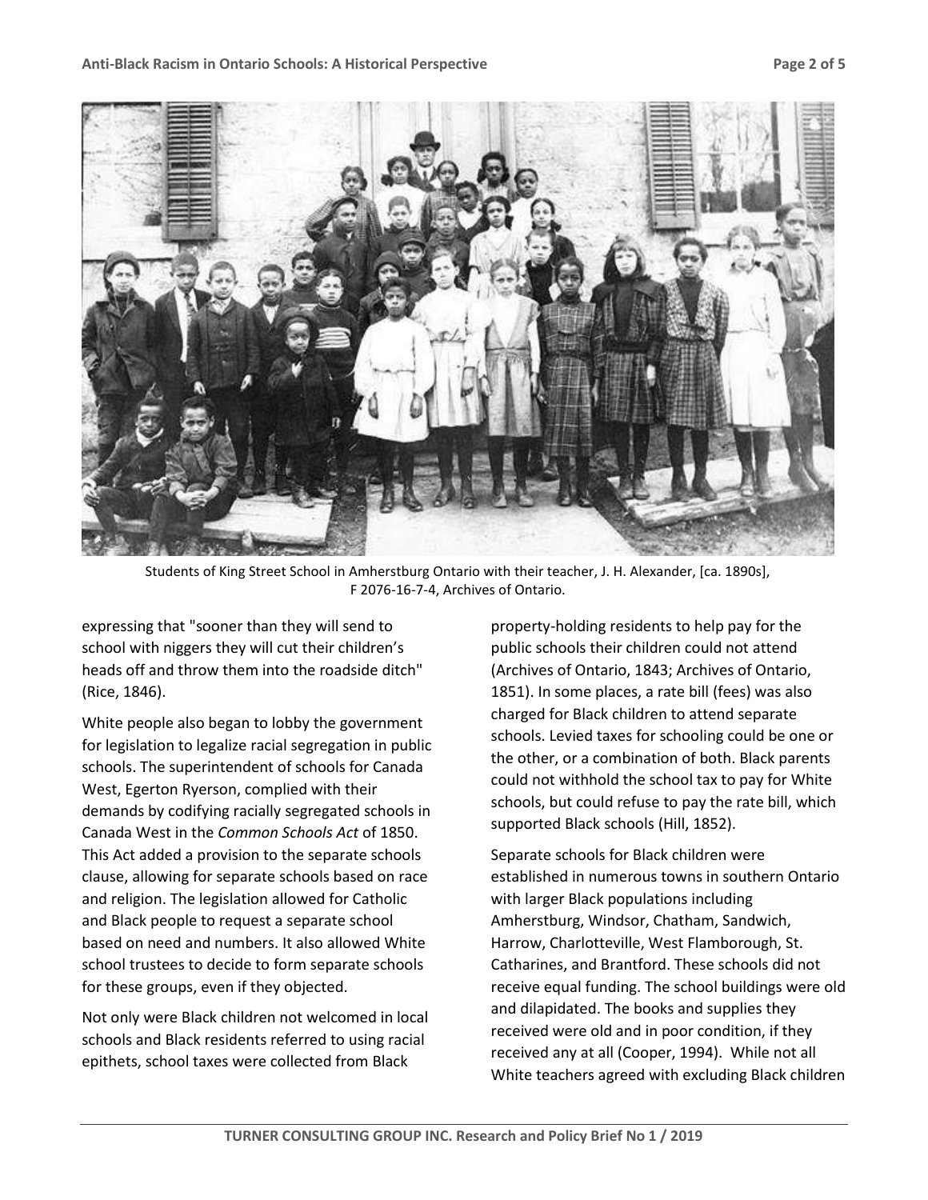Students of King Street School in Amherstburg Ontario with their teacher, J. H. Alexander, [ca. 1890s], F 2076-16-7-4, Archives of Ontario.

expressing that "sooner than they will send to school with niggers they will cut their children's heads off and throw them into the roadside ditch" (Rice, 1846).

White people also began to lobby the government for legislation to legalize racial segregation in public schools. The superintendent of schools for Canada West, Egerton Ryerson, complied with their demands by codifying racially segregated schools in Canada West in the *Common Schools Act* of 1850. This Act added a provision to the separate schools clause, allowing for separate schools based on race and religion. The legislation allowed for Catholic and Black people to request a separate school based on need and numbers. It also allowed White school trustees to decide to form separate schools for these groups, even if they objected.

Not only were Black children not welcomed in local schools and Black residents referred to using racial epithets, school taxes were collected from Black property-holding residents to help pay for the public schools their children could not attend (Archives of Ontario, 1843; Archives of Ontario, 1851). In some places, a rate bill (fees) was also charged for Black children to attend separate schools. Levied taxes for schooling could be one or the other, or a combination of both. Black parents could not withhold the school tax to pay for White schools, but could refuse to pay the rate bill, which supported Black schools (Hill, 1852).

Separate schools for Black children were established in numerous towns in southern Ontario with larger Black populations including Amherstburg, Windsor, Chatham, Sandwich, Harrow, Charlotteville, West Flamborough, St. Catharines, and Brantford. These schools did not receive equal funding. The school buildings were old and dilapidated. The books and supplies they received were old and in poor condition, if they received any at all (Cooper, 1994). While not all White teachers agreed with excluding Black children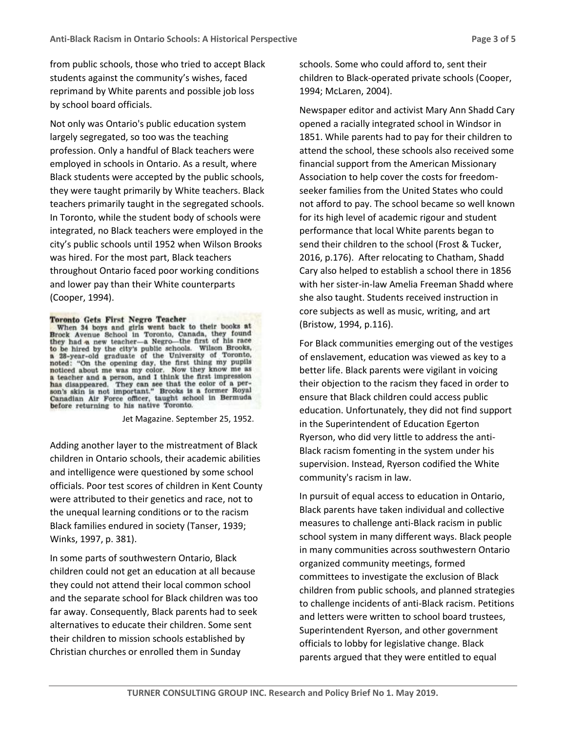from public schools, those who tried to accept Black students against the community's wishes, faced reprimand by White parents and possible job loss by school board officials.

Not only was Ontario's public education system largely segregated, so too was the teaching profession. Only a handful of Black teachers were employed in schools in Ontario. As a result, where Black students were accepted by the public schools, they were taught primarily by White teachers. Black teachers primarily taught in the segregated schools. In Toronto, while the student body of schools were integrated, no Black teachers were employed in the city's public schools until 1952 when Wilson Brooks was hired. For the most part, Black teachers throughout Ontario faced poor working conditions and lower pay than their White counterparts (Cooper, 1994).

**Toronto Gets First Negro Teacher**
When 34 boys and girls went back to their books at Brock Avenue School in Toronto, Canada, they found they had a new teacher—a Negro—the first of his race to be hired by the city's public schools. Wilson Brooks, a 28-year-old graduate of the University of Toronto, noted: "On the opening day, the first thing my pupils noticed about me was my color. Now they know me as a teacher and a person, and I think the first impression has disappeared. They can see that the color of a person's skin is not important." Brooks is a former Royal Canadian Air Force officer, taught school in Bermuda before returning to his native Toronto.

Jet Magazine. September 25, 1952.

Adding another layer to the mistreatment of Black children in Ontario schools, their academic abilities and intelligence were questioned by some school officials. Poor test scores of children in Kent County were attributed to their genetics and race, not to the unequal learning conditions or to the racism Black families endured in society (Tanser, 1939; Winks, 1997, p. 381).

In some parts of southwestern Ontario, Black children could not get an education at all because they could not attend their local common school and the separate school for Black children was too far away. Consequently, Black parents had to seek alternatives to educate their children. Some sent their children to mission schools established by Christian churches or enrolled them in Sunday schools. Some who could afford to, sent their children to Black-operated private schools (Cooper, 1994; McLaren, 2004).

Newspaper editor and activist Mary Ann Shadd Cary opened a racially integrated school in Windsor in 1851. While parents had to pay for their children to attend the school, these schools also received some financial support from the American Missionary Association to help cover the costs for freedom-seeker families from the United States who could not afford to pay. The school became so well known for its high level of academic rigour and student performance that local White parents began to send their children to the school (Frost & Tucker, 2016, p.176). After relocating to Chatham, Shadd Cary also helped to establish a school there in 1856 with her sister-in-law Amelia Freeman Shadd where she also taught. Students received instruction in core subjects as well as music, writing, and art (Bristow, 1994, p.116).

For Black communities emerging out of the vestiges of enslavement, education was viewed as key to a better life. Black parents were vigilant in voicing their objection to the racism they faced in order to ensure that Black children could access public education. Unfortunately, they did not find support in the Superintendent of Education Egerton Ryerson, who did very little to address the anti-Black racism fomenting in the system under his supervision. Instead, Ryerson codified the White community's racism in law.

In pursuit of equal access to education in Ontario, Black parents have taken individual and collective measures to challenge anti-Black racism in public school system in many different ways. Black people in many communities across southwestern Ontario organized community meetings, formed committees to investigate the exclusion of Black children from public schools, and planned strategies to challenge incidents of anti-Black racism. Petitions and letters were written to school board trustees, Superintendent Ryerson, and other government officials to lobby for legislative change. Black parents argued that they were entitled to equal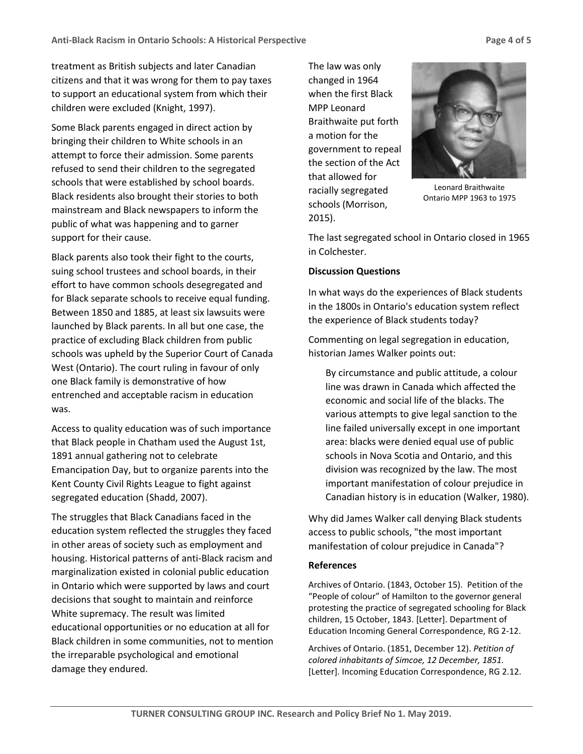treatment as British subjects and later Canadian citizens and that it was wrong for them to pay taxes to support an educational system from which their children were excluded (Knight, 1997).

Some Black parents engaged in direct action by bringing their children to White schools in an attempt to force their admission. Some parents refused to send their children to the segregated schools that were established by school boards. Black residents also brought their stories to both mainstream and Black newspapers to inform the public of what was happening and to garner support for their cause.

Black parents also took their fight to the courts, suing school trustees and school boards, in their effort to have common schools desegregated and for Black separate schools to receive equal funding. Between 1850 and 1885, at least six lawsuits were launched by Black parents. In all but one case, the practice of excluding Black children from public schools was upheld by the Superior Court of Canada West (Ontario). The court ruling in favour of only one Black family is demonstrative of how entrenched and acceptable racism in education was.

Access to quality education was of such importance that Black people in Chatham used the August 1st, 1891 annual gathering not to celebrate Emancipation Day, but to organize parents into the Kent County Civil Rights League to fight against segregated education (Shadd, 2007).

The struggles that Black Canadians faced in the education system reflected the struggles they faced in other areas of society such as employment and housing. Historical patterns of anti-Black racism and marginalization existed in colonial public education in Ontario which were supported by laws and court decisions that sought to maintain and reinforce White supremacy. The result was limited educational opportunities or no education at all for Black children in some communities, not to mention the irreparable psychological and emotional damage they endured.

The law was only changed in 1964 when the first Black MPP Leonard Braithwaite put forth a motion for the government to repeal the section of the Act that allowed for racially segregated schools (Morrison, 2015).

Leonard Braithwaite
Ontario MPP 1963 to 1975

The last segregated school in Ontario closed in 1965 in Colchester.

**Discussion Questions**

In what ways do the experiences of Black students in the 1800s in Ontario's education system reflect the experience of Black students today?

Commenting on legal segregation in education, historian James Walker points out:

> By circumstance and public attitude, a colour line was drawn in Canada which affected the economic and social life of the blacks. The various attempts to give legal sanction to the line failed universally except in one important area: blacks were denied equal use of public schools in Nova Scotia and Ontario, and this division was recognized by the law. The most important manifestation of colour prejudice in Canadian history is in education (Walker, 1980).

Why did James Walker call denying Black students access to public schools, "the most important manifestation of colour prejudice in Canada"?

**References**

Archives of Ontario. (1843, October 15). Petition of the "People of colour" of Hamilton to the governor general protesting the practice of segregated schooling for Black children, 15 October, 1843. [Letter]. Department of Education Incoming General Correspondence, RG 2-12.

Archives of Ontario. (1851, December 12). *Petition of colored inhabitants of Simcoe, 12 December, 1851.* [Letter]. Incoming Education Correspondence, RG 2.12.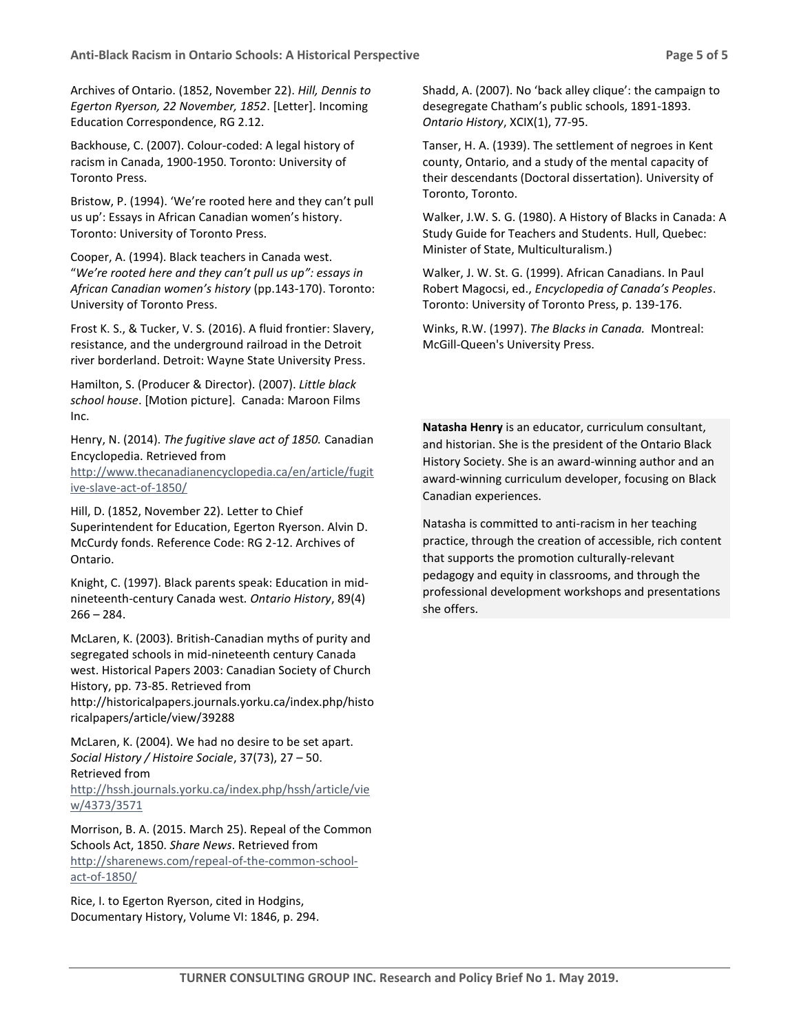Archives of Ontario. (1852, November 22). *Hill, Dennis to Egerton Ryerson, 22 November, 1852*. [Letter]. Incoming Education Correspondence, RG 2.12.

Backhouse, C. (2007). Colour-coded: A legal history of racism in Canada, 1900-1950. Toronto: University of Toronto Press.

Bristow, P. (1994). 'We're rooted here and they can't pull us up': Essays in African Canadian women's history. Toronto: University of Toronto Press.

Cooper, A. (1994). Black teachers in Canada west. "*We're rooted here and they can't pull us up": essays in African Canadian women's history* (pp.143-170). Toronto: University of Toronto Press.

Frost K. S., & Tucker, V. S. (2016). A fluid frontier: Slavery, resistance, and the underground railroad in the Detroit river borderland. Detroit: Wayne State University Press.

Hamilton, S. (Producer & Director). (2007). *Little black school house*. [Motion picture]. Canada: Maroon Films Inc.

Henry, N. (2014). *The fugitive slave act of 1850.* Canadian Encyclopedia. Retrieved from http://www.thecanadianencyclopedia.ca/en/article/fugitive-slave-act-of-1850/

Hill, D. (1852, November 22). Letter to Chief Superintendent for Education, Egerton Ryerson. Alvin D. McCurdy fonds. Reference Code: RG 2-12. Archives of Ontario.

Knight, C. (1997). Black parents speak: Education in mid-nineteenth-century Canada west. *Ontario History*, 89(4) 266 – 284.

McLaren, K. (2003). British-Canadian myths of purity and segregated schools in mid-nineteenth century Canada west. Historical Papers 2003: Canadian Society of Church History, pp. 73-85. Retrieved from http://historicalpapers.journals.yorku.ca/index.php/historicalpapers/article/view/39288

McLaren, K. (2004). We had no desire to be set apart. *Social History / Histoire Sociale*, 37(73), 27 – 50. Retrieved from http://hssh.journals.yorku.ca/index.php/hssh/article/view/4373/3571

Morrison, B. A. (2015. March 25). Repeal of the Common Schools Act, 1850. *Share News*. Retrieved from http://sharenews.com/repeal-of-the-common-school-act-of-1850/

Rice, I. to Egerton Ryerson, cited in Hodgins, Documentary History, Volume VI: 1846, p. 294.

Shadd, A. (2007). No 'back alley clique': the campaign to desegregate Chatham's public schools, 1891-1893. *Ontario History*, XCIX(1), 77-95.

Tanser, H. A. (1939). The settlement of negroes in Kent county, Ontario, and a study of the mental capacity of their descendants (Doctoral dissertation). University of Toronto, Toronto.

Walker, J.W. S. G. (1980). A History of Blacks in Canada: A Study Guide for Teachers and Students. Hull, Quebec: Minister of State, Multiculturalism.)

Walker, J. W. St. G. (1999). African Canadians. In Paul Robert Magocsi, ed., *Encyclopedia of Canada's Peoples*. Toronto: University of Toronto Press, p. 139-176.

Winks, R.W. (1997). *The Blacks in Canada.* Montreal: McGill-Queen's University Press.

**Natasha Henry** is an educator, curriculum consultant, and historian. She is the president of the Ontario Black History Society. She is an award-winning author and an award-winning curriculum developer, focusing on Black Canadian experiences.

Natasha is committed to anti-racism in her teaching practice, through the creation of accessible, rich content that supports the promotion culturally-relevant pedagogy and equity in classrooms, and through the professional development workshops and presentations she offers.